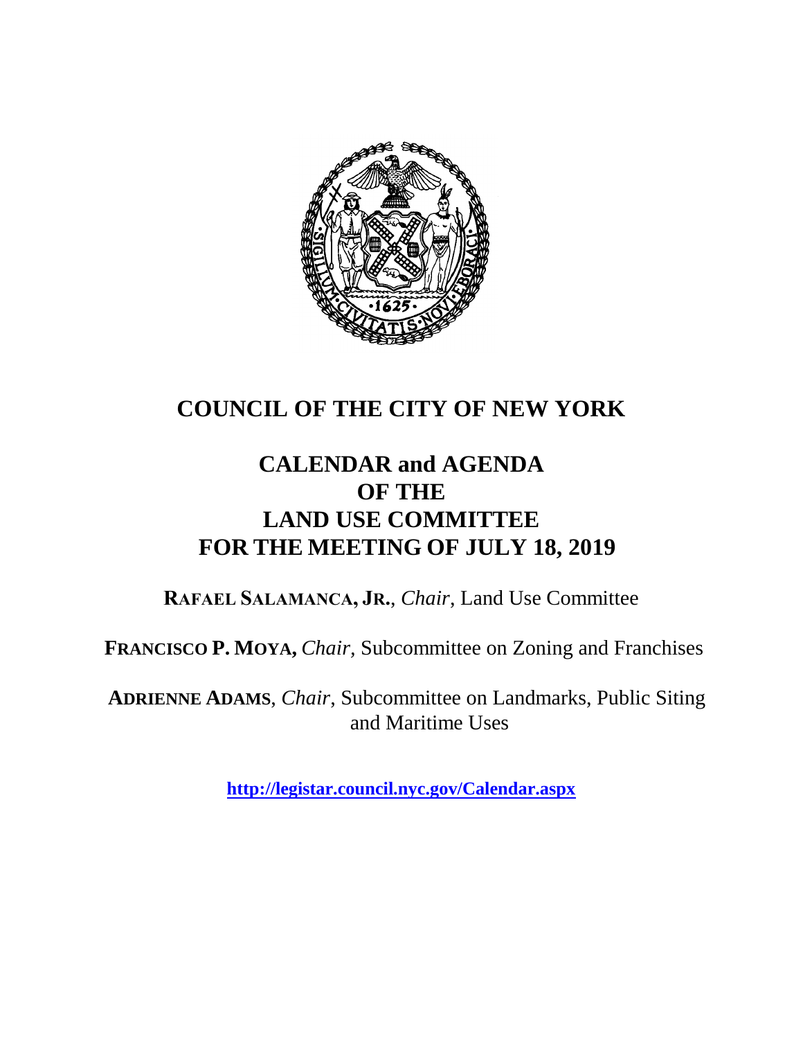# COUNCIL OF THE CITY OF NEW YORK

## CALENDAR and AGENDA OF THE LAND USE COMMITTEE FOR THE MEETING OF JULY 18, 2019

**RAFAEL SALAMANCA, JR.**, *Chair*, Land Use Committee

**FRANCISCO P. MOYA,** *Chair,* Subcommittee on Zoning and Franchises

**ADRIENNE ADAMS**, *Chair*, Subcommittee on Landmarks, Public Siting and Maritime Uses

**http://legistar.council.nyc.gov/Calendar.aspx**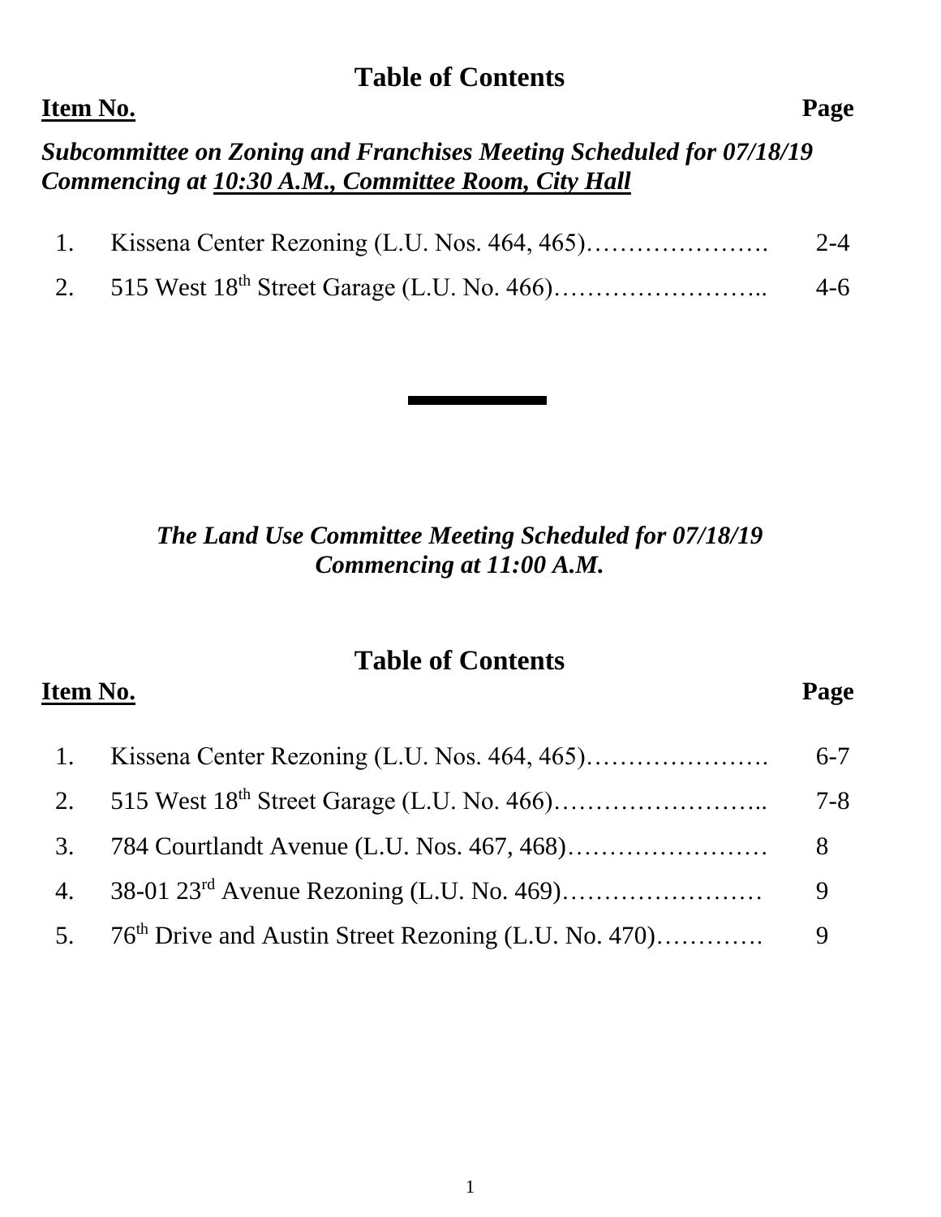## Table of Contents

**Item No.** | **Page**

***Subcommittee on Zoning and Franchises Meeting Scheduled for 07/18/19 Commencing at <u>10:30 A.M., Committee Room, City Hall</u>***

| Item No. | | Page |
|---|---|---|
| 1. | Kissena Center Rezoning (L.U. Nos. 464, 465)…………………. | 2-4 |
| 2. | 515 West 18th Street Garage (L.U. No. 466)…………………….. | 4-6 |

---

***The Land Use Committee Meeting Scheduled for 07/18/19 Commencing at 11:00 A.M.***

## Table of Contents

| Item No. | | Page |
|---|---|---|
| 1. | Kissena Center Rezoning (L.U. Nos. 464, 465)…………………. | 6-7 |
| 2. | 515 West 18th Street Garage (L.U. No. 466)…………………….. | 7-8 |
| 3. | 784 Courtlandt Avenue (L.U. Nos. 467, 468)…………………… | 8 |
| 4. | 38-01 23rd Avenue Rezoning (L.U. No. 469)…………………… | 9 |
| 5. | 76th Drive and Austin Street Rezoning (L.U. No. 470)…………. | 9 |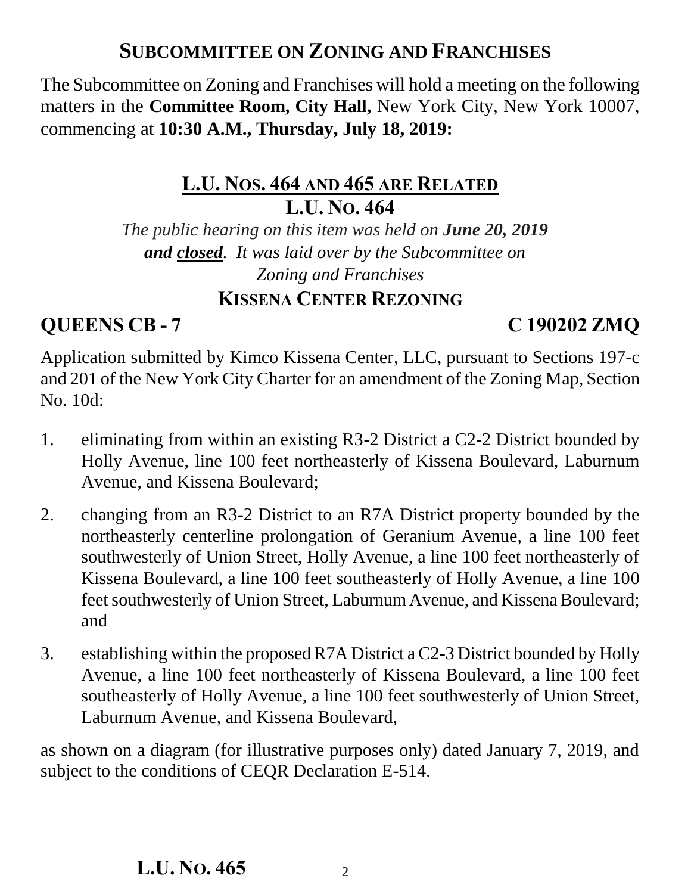# SUBCOMMITTEE ON ZONING AND FRANCHISES

The Subcommittee on Zoning and Franchises will hold a meeting on the following matters in the **Committee Room, City Hall,** New York City, New York 10007, commencing at **10:30 A.M., Thursday, July 18, 2019:**

## L.U. NOS. 464 AND 465 ARE RELATED

## L.U. NO. 464

*The public hearing on this item was held on **June 20, 2019 and closed**. It was laid over by the Subcommittee on Zoning and Franchises*

### KISSENA CENTER REZONING

**QUEENS CB - 7** **C 190202 ZMQ**

Application submitted by Kimco Kissena Center, LLC, pursuant to Sections 197-c and 201 of the New York City Charter for an amendment of the Zoning Map, Section No. 10d:

1. eliminating from within an existing R3-2 District a C2-2 District bounded by Holly Avenue, line 100 feet northeasterly of Kissena Boulevard, Laburnum Avenue, and Kissena Boulevard;
2. changing from an R3-2 District to an R7A District property bounded by the northeasterly centerline prolongation of Geranium Avenue, a line 100 feet southwesterly of Union Street, Holly Avenue, a line 100 feet northeasterly of Kissena Boulevard, a line 100 feet southeasterly of Holly Avenue, a line 100 feet southwesterly of Union Street, Laburnum Avenue, and Kissena Boulevard; and
3. establishing within the proposed R7A District a C2-3 District bounded by Holly Avenue, a line 100 feet northeasterly of Kissena Boulevard, a line 100 feet southeasterly of Holly Avenue, a line 100 feet southwesterly of Union Street, Laburnum Avenue, and Kissena Boulevard,

as shown on a diagram (for illustrative purposes only) dated January 7, 2019, and subject to the conditions of CEQR Declaration E-514.

## L.U. NO. 465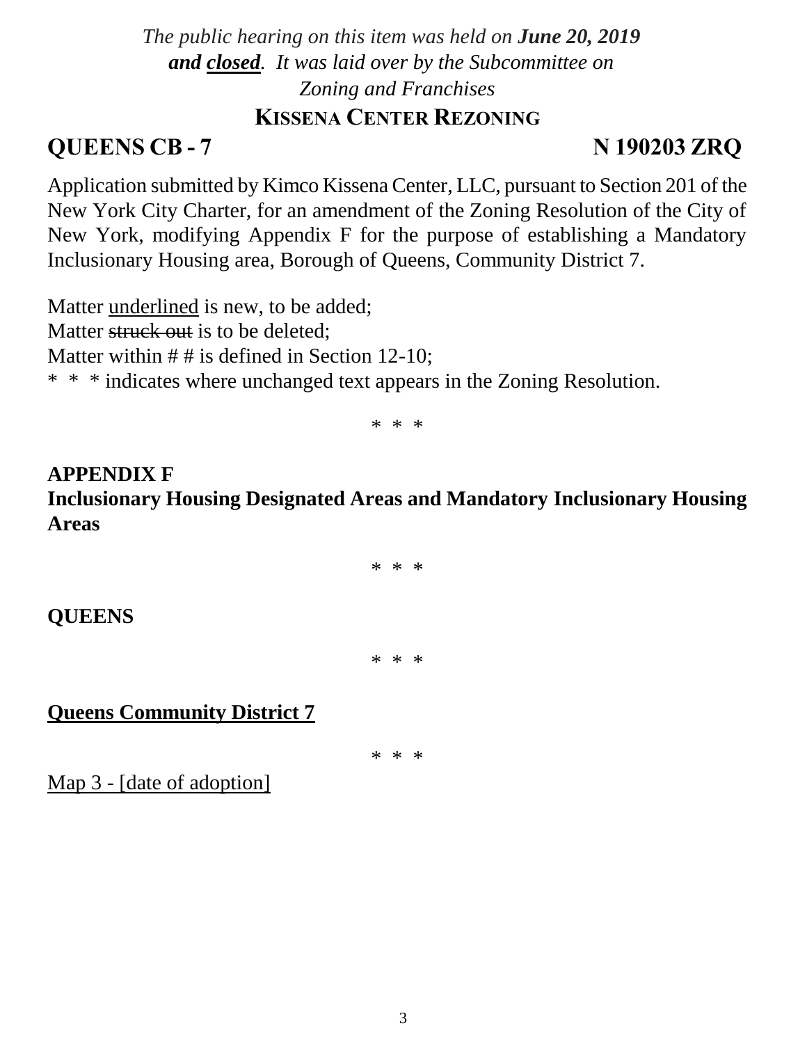*The public hearing on this item was held on **June 20, 2019** **and <u>closed</u>**. It was laid over by the Subcommittee on Zoning and Franchises*

## KISSENA CENTER REZONING

## QUEENS CB - 7 N 190203 ZRQ

Application submitted by Kimco Kissena Center, LLC, pursuant to Section 201 of the New York City Charter, for an amendment of the Zoning Resolution of the City of New York, modifying Appendix F for the purpose of establishing a Mandatory Inclusionary Housing area, Borough of Queens, Community District 7.

Matter <u>underlined</u> is new, to be added;
Matter ~~struck out~~ is to be deleted;
Matter within # # is defined in Section 12-10;
\* \* \* indicates where unchanged text appears in the Zoning Resolution.

\* \* \*

**APPENDIX F**
**Inclusionary Housing Designated Areas and Mandatory Inclusionary Housing Areas**

\* \* \*

**QUEENS**

\* \* \*

**<u>Queens Community District 7</u>**

\* \* \*

<u>Map 3 - [date of adoption]</u>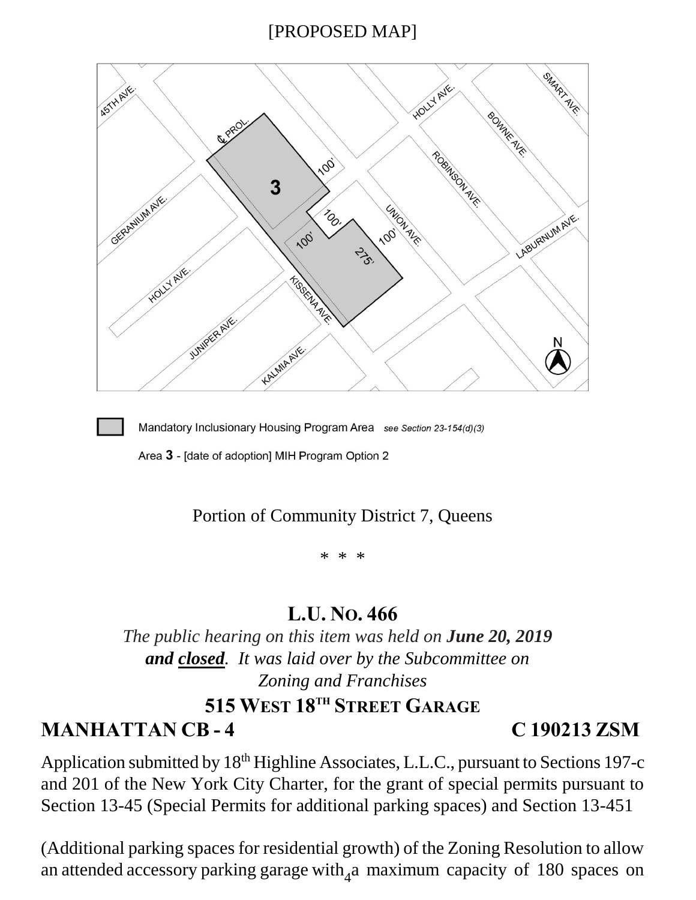[PROPOSED MAP]

Mandatory Inclusionary Housing Program Area *see Section 23-154(d)(3)*

Area **3** - [date of adoption] MIH Program Option 2

Portion of Community District 7, Queens

\* \* \*

## L.U. NO. 466

*The public hearing on this item was held on **June 20, 2019** **and <u>closed</u>**. It was laid over by the Subcommittee on Zoning and Franchises*

## 515 WEST 18TH STREET GARAGE

**MANHATTAN CB - 4** **C 190213 ZSM**

Application submitted by 18th Highline Associates, L.L.C., pursuant to Sections 197-c and 201 of the New York City Charter, for the grant of special permits pursuant to Section 13-45 (Special Permits for additional parking spaces) and Section 13-451

(Additional parking spaces for residential growth) of the Zoning Resolution to allow an attended accessory parking garage with a maximum capacity of 180 spaces on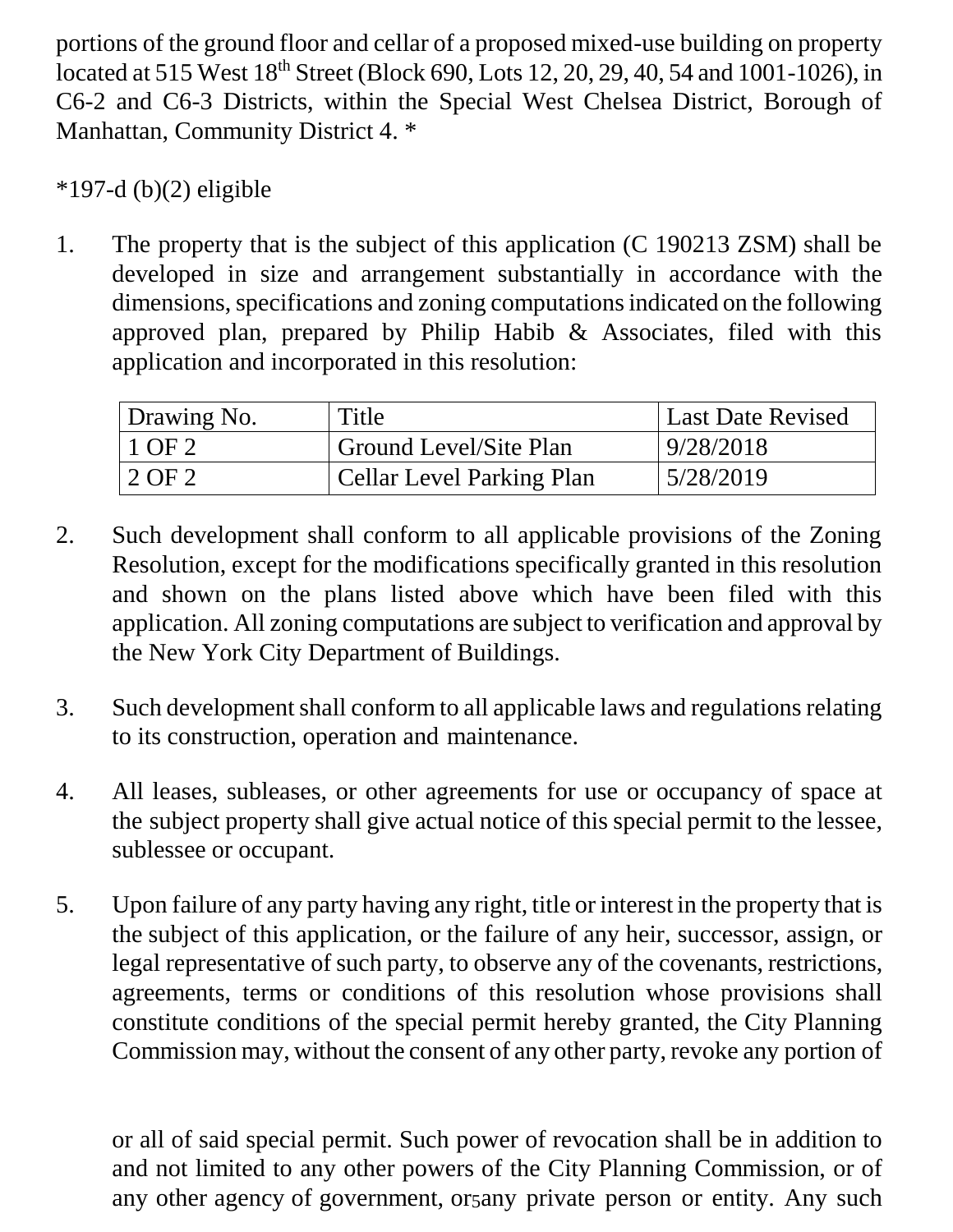portions of the ground floor and cellar of a proposed mixed-use building on property located at 515 West 18th Street (Block 690, Lots 12, 20, 29, 40, 54 and 1001-1026), in C6-2 and C6-3 Districts, within the Special West Chelsea District, Borough of Manhattan, Community District 4. *

*197-d (b)(2) eligible

1. The property that is the subject of this application (C 190213 ZSM) shall be developed in size and arrangement substantially in accordance with the dimensions, specifications and zoning computations indicated on the following approved plan, prepared by Philip Habib & Associates, filed with this application and incorporated in this resolution:

| Drawing No. | Title | Last Date Revised |
|---|---|---|
| 1 OF 2 | Ground Level/Site Plan | 9/28/2018 |
| 2 OF 2 | Cellar Level Parking Plan | 5/28/2019 |

2. Such development shall conform to all applicable provisions of the Zoning Resolution, except for the modifications specifically granted in this resolution and shown on the plans listed above which have been filed with this application. All zoning computations are subject to verification and approval by the New York City Department of Buildings.

3. Such development shall conform to all applicable laws and regulations relating to its construction, operation and maintenance.

4. All leases, subleases, or other agreements for use or occupancy of space at the subject property shall give actual notice of this special permit to the lessee, sublessee or occupant.

5. Upon failure of any party having any right, title or interest in the property that is the subject of this application, or the failure of any heir, successor, assign, or legal representative of such party, to observe any of the covenants, restrictions, agreements, terms or conditions of this resolution whose provisions shall constitute conditions of the special permit hereby granted, the City Planning Commission may, without the consent of any other party, revoke any portion of or all of said special permit. Such power of revocation shall be in addition to and not limited to any other powers of the City Planning Commission, or of any other agency of government, or any private person or entity. Any such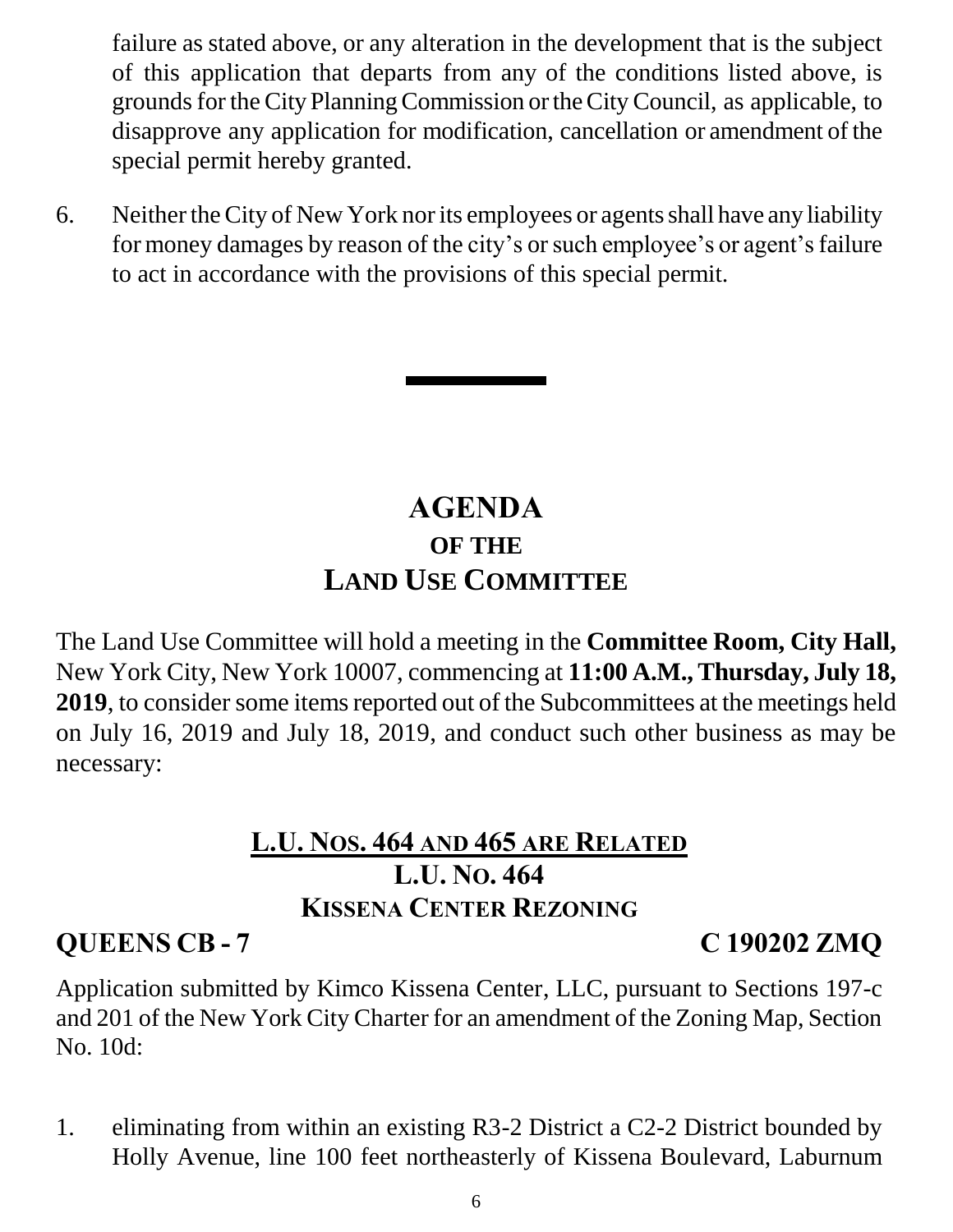failure as stated above, or any alteration in the development that is the subject of this application that departs from any of the conditions listed above, is grounds for the City Planning Commission or the City Council, as applicable, to disapprove any application for modification, cancellation or amendment of the special permit hereby granted.

6. Neither the City of New York nor its employees or agents shall have any liability for money damages by reason of the city's or such employee's or agent's failure to act in accordance with the provisions of this special permit.

---

# AGENDA
## OF THE
## LAND USE COMMITTEE

The Land Use Committee will hold a meeting in the **Committee Room, City Hall,** New York City, New York 10007, commencing at **11:00 A.M., Thursday, July 18, 2019**, to consider some items reported out of the Subcommittees at the meetings held on July 16, 2019 and July 18, 2019, and conduct such other business as may be necessary:

### L.U. NOS. 464 AND 465 ARE RELATED
### L.U. NO. 464
### KISSENA CENTER REZONING

**QUEENS CB - 7** **C 190202 ZMQ**

Application submitted by Kimco Kissena Center, LLC, pursuant to Sections 197-c and 201 of the New York City Charter for an amendment of the Zoning Map, Section No. 10d:

1. eliminating from within an existing R3-2 District a C2-2 District bounded by Holly Avenue, line 100 feet northeasterly of Kissena Boulevard, Laburnum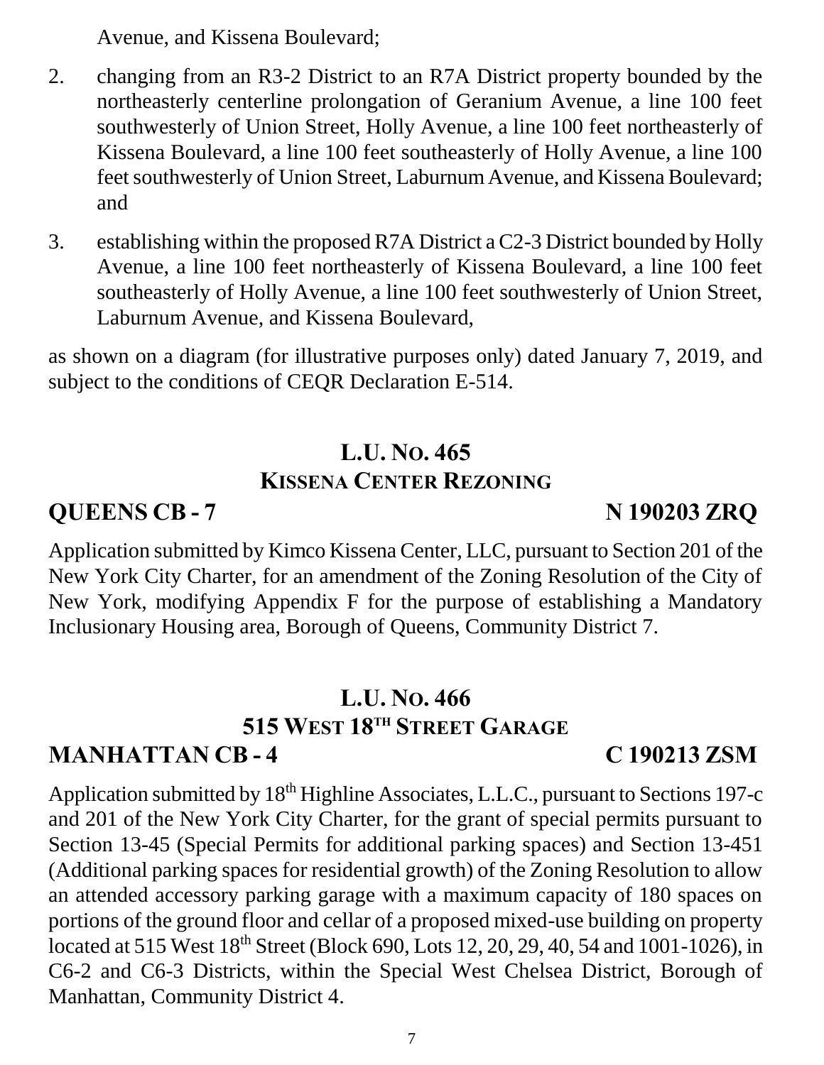Avenue, and Kissena Boulevard;

2. changing from an R3-2 District to an R7A District property bounded by the northeasterly centerline prolongation of Geranium Avenue, a line 100 feet southwesterly of Union Street, Holly Avenue, a line 100 feet northeasterly of Kissena Boulevard, a line 100 feet southeasterly of Holly Avenue, a line 100 feet southwesterly of Union Street, Laburnum Avenue, and Kissena Boulevard; and

3. establishing within the proposed R7A District a C2-3 District bounded by Holly Avenue, a line 100 feet northeasterly of Kissena Boulevard, a line 100 feet southeasterly of Holly Avenue, a line 100 feet southwesterly of Union Street, Laburnum Avenue, and Kissena Boulevard,

as shown on a diagram (for illustrative purposes only) dated January 7, 2019, and subject to the conditions of CEQR Declaration E-514.

## L.U. No. 465
## Kissena Center Rezoning

**QUEENS CB - 7** **N 190203 ZRQ**

Application submitted by Kimco Kissena Center, LLC, pursuant to Section 201 of the New York City Charter, for an amendment of the Zoning Resolution of the City of New York, modifying Appendix F for the purpose of establishing a Mandatory Inclusionary Housing area, Borough of Queens, Community District 7.

## L.U. No. 466
## 515 West 18th Street Garage

**MANHATTAN CB - 4** **C 190213 ZSM**

Application submitted by 18th Highline Associates, L.L.C., pursuant to Sections 197-c and 201 of the New York City Charter, for the grant of special permits pursuant to Section 13-45 (Special Permits for additional parking spaces) and Section 13-451 (Additional parking spaces for residential growth) of the Zoning Resolution to allow an attended accessory parking garage with a maximum capacity of 180 spaces on portions of the ground floor and cellar of a proposed mixed-use building on property located at 515 West 18th Street (Block 690, Lots 12, 20, 29, 40, 54 and 1001-1026), in C6-2 and C6-3 Districts, within the Special West Chelsea District, Borough of Manhattan, Community District 4.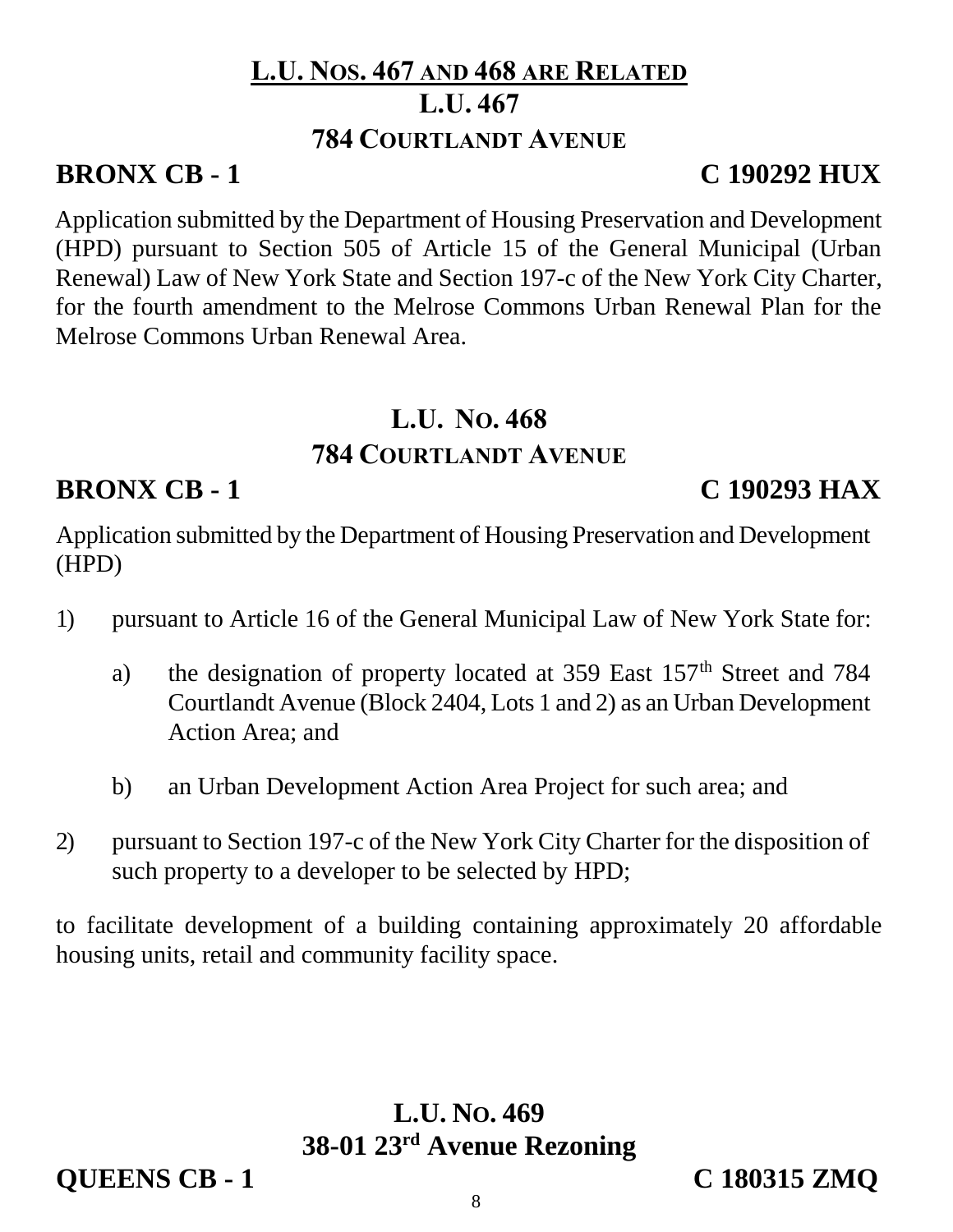## L.U. Nos. 467 and 468 are Related

## L.U. 467

## 784 Courtlandt Avenue

**BRONX CB - 1** **C 190292 HUX**

Application submitted by the Department of Housing Preservation and Development (HPD) pursuant to Section 505 of Article 15 of the General Municipal (Urban Renewal) Law of New York State and Section 197-c of the New York City Charter, for the fourth amendment to the Melrose Commons Urban Renewal Plan for the Melrose Commons Urban Renewal Area.

## L.U. No. 468

## 784 Courtlandt Avenue

**BRONX CB - 1** **C 190293 HAX**

Application submitted by the Department of Housing Preservation and Development (HPD)

1) pursuant to Article 16 of the General Municipal Law of New York State for:

   a) the designation of property located at 359 East 157th Street and 784 Courtlandt Avenue (Block 2404, Lots 1 and 2) as an Urban Development Action Area; and

   b) an Urban Development Action Area Project for such area; and

2) pursuant to Section 197-c of the New York City Charter for the disposition of such property to a developer to be selected by HPD;

to facilitate development of a building containing approximately 20 affordable housing units, retail and community facility space.

## L.U. No. 469

## 38-01 23rd Avenue Rezoning

**QUEENS CB - 1** **C 180315 ZMQ**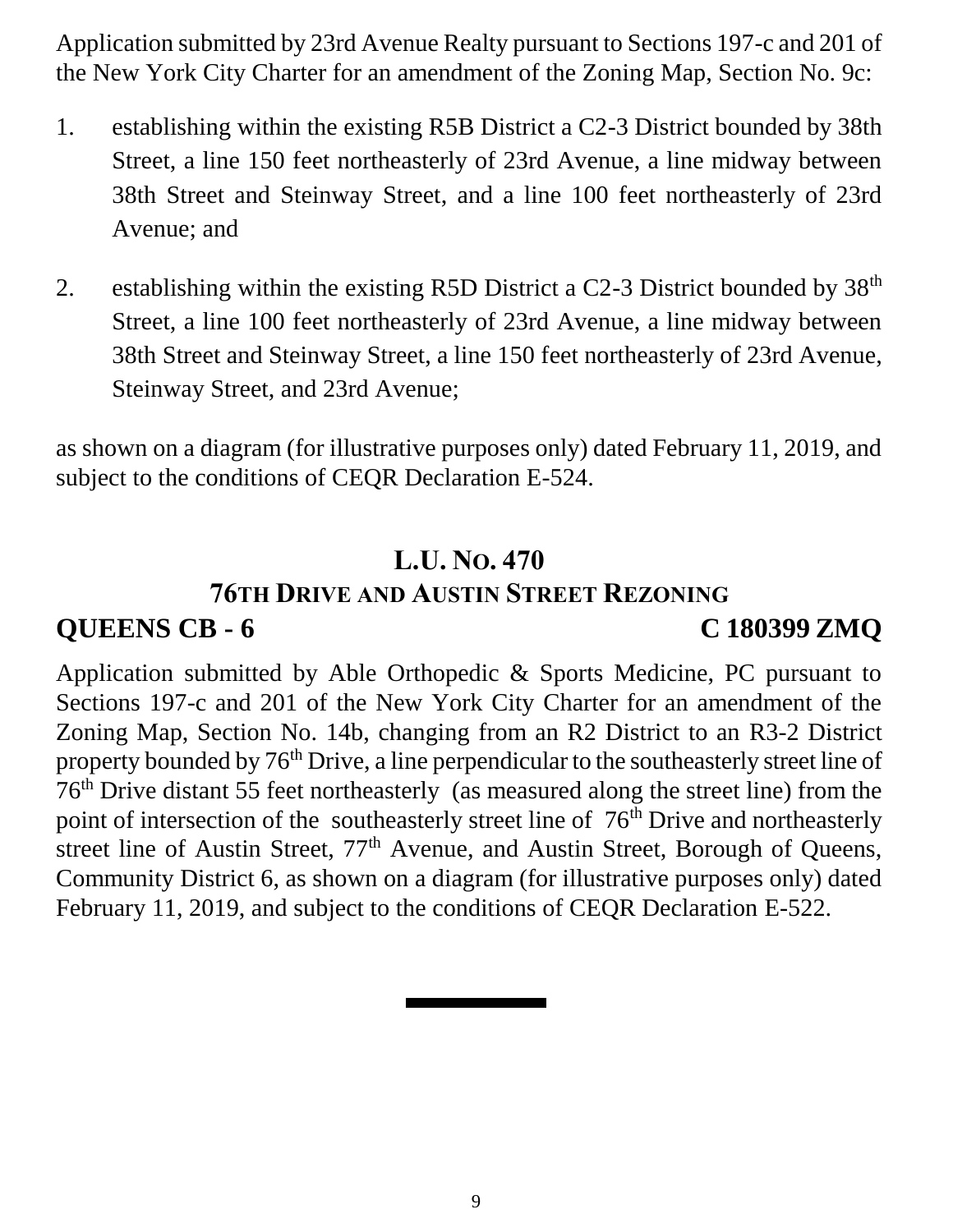Application submitted by 23rd Avenue Realty pursuant to Sections 197-c and 201 of the New York City Charter for an amendment of the Zoning Map, Section No. 9c:

1. establishing within the existing R5B District a C2-3 District bounded by 38th Street, a line 150 feet northeasterly of 23rd Avenue, a line midway between 38th Street and Steinway Street, and a line 100 feet northeasterly of 23rd Avenue; and

2. establishing within the existing R5D District a C2-3 District bounded by 38th Street, a line 100 feet northeasterly of 23rd Avenue, a line midway between 38th Street and Steinway Street, a line 150 feet northeasterly of 23rd Avenue, Steinway Street, and 23rd Avenue;

as shown on a diagram (for illustrative purposes only) dated February 11, 2019, and subject to the conditions of CEQR Declaration E-524.

## L.U. NO. 470

## 76TH DRIVE AND AUSTIN STREET REZONING

**QUEENS CB - 6** **C 180399 ZMQ**

Application submitted by Able Orthopedic & Sports Medicine, PC pursuant to Sections 197-c and 201 of the New York City Charter for an amendment of the Zoning Map, Section No. 14b, changing from an R2 District to an R3-2 District property bounded by 76th Drive, a line perpendicular to the southeasterly street line of 76th Drive distant 55 feet northeasterly (as measured along the street line) from the point of intersection of the southeasterly street line of 76th Drive and northeasterly street line of Austin Street, 77th Avenue, and Austin Street, Borough of Queens, Community District 6, as shown on a diagram (for illustrative purposes only) dated February 11, 2019, and subject to the conditions of CEQR Declaration E-522.